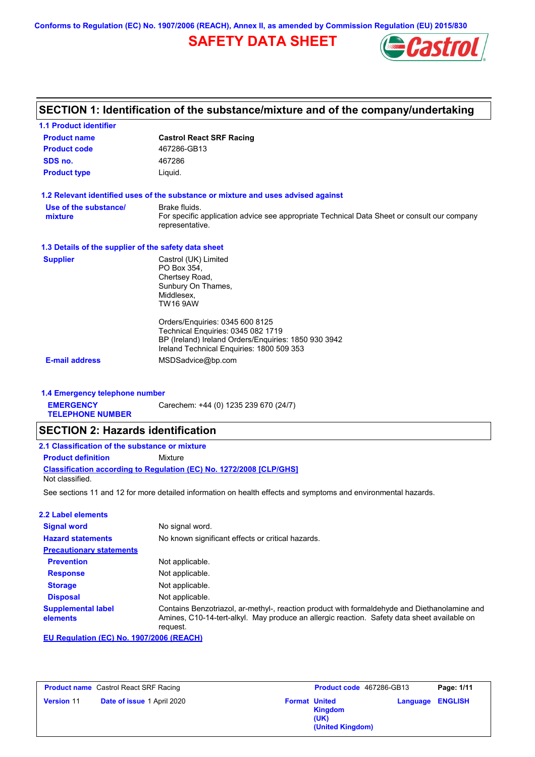Conforms to Regulation (EC) No. 1907/2006 (REACH), Annex II, as amended by Commission Regulation (EU) 2015/830

# SAFETY DATA SHEET

## SECTION 1: Identification of the substance/mixture and of the company/undertaking

### 1.1 Product identifier

| | |
|---|---|
| **Product name** | **Castrol React SRF Racing** |
| **Product code** | 467286-GB13 |
| **SDS no.** | 467286 |
| **Product type** | Liquid. |

### 1.2 Relevant identified uses of the substance or mixture and uses advised against

| | |
|---|---|
| **Use of the substance/ mixture** | Brake fluids.<br>For specific application advice see appropriate Technical Data Sheet or consult our company representative. |

### 1.3 Details of the supplier of the safety data sheet

| | |
|---|---|
| **Supplier** | Castrol (UK) Limited<br>PO Box 354,<br>Chertsey Road,<br>Sunbury On Thames,<br>Middlesex,<br>TW16 9AW<br><br>Orders/Enquiries: 0345 600 8125<br>Technical Enquiries: 0345 082 1719<br>BP (Ireland) Ireland Orders/Enquiries: 1850 930 3942<br>Ireland Technical Enquiries: 1800 509 353 |
| **E-mail address** | MSDSadvice@bp.com |

### 1.4 Emergency telephone number

| | |
|---|---|
| **EMERGENCY TELEPHONE NUMBER** | Carechem: +44 (0) 1235 239 670 (24/7) |

## SECTION 2: Hazards identification

### 2.1 Classification of the substance or mixture

**Product definition** Mixture

**Classification according to Regulation (EC) No. 1272/2008 [CLP/GHS]**

Not classified.

See sections 11 and 12 for more detailed information on health effects and symptoms and environmental hazards.

### 2.2 Label elements

| | |
|---|---|
| **Signal word** | No signal word. |
| **Hazard statements** | No known significant effects or critical hazards. |
| **Precautionary statements** | |
| **Prevention** | Not applicable. |
| **Response** | Not applicable. |
| **Storage** | Not applicable. |
| **Disposal** | Not applicable. |
| **Supplemental label elements** | Contains Benzotriazol, ar-methyl-, reaction product with formaldehyde and Diethanolamine and Amines, C10-14-tert-alkyl. May produce an allergic reaction. Safety data sheet available on request. |

**EU Regulation (EC) No. 1907/2006 (REACH)**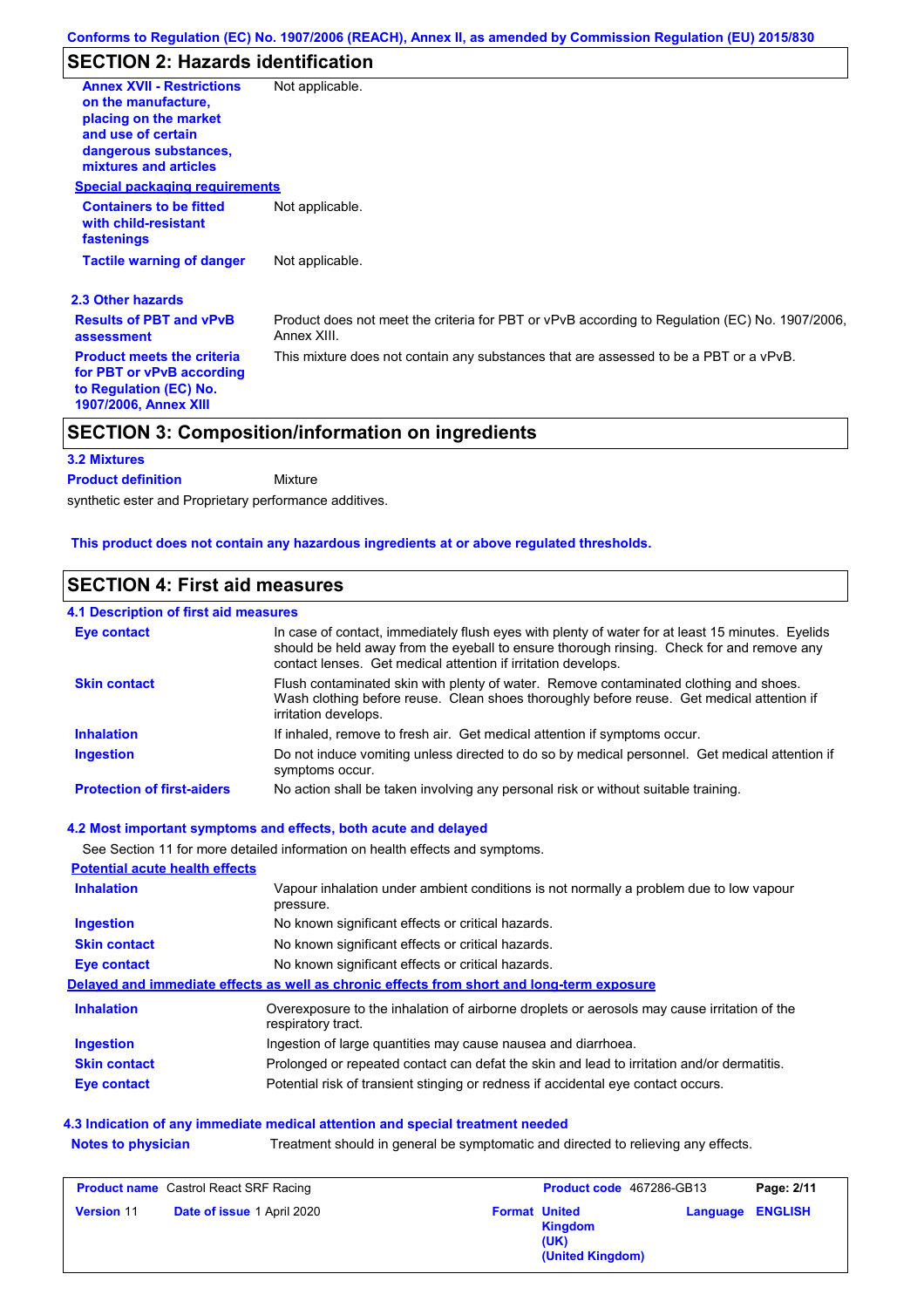## SECTION 2: Hazards identification

| | |
|---|---|
| **Annex XVII - Restrictions on the manufacture, placing on the market and use of certain dangerous substances, mixtures and articles** | Not applicable. |

**Special packaging requirements**

| | |
|---|---|
| **Containers to be fitted with child-resistant fastenings** | Not applicable. |
| **Tactile warning of danger** | Not applicable. |

### 2.3 Other hazards

| | |
|---|---|
| **Results of PBT and vPvB assessment** | Product does not meet the criteria for PBT or vPvB according to Regulation (EC) No. 1907/2006, Annex XIII. |
| **Product meets the criteria for PBT or vPvB according to Regulation (EC) No. 1907/2006, Annex XIII** | This mixture does not contain any substances that are assessed to be a PBT or a vPvB. |

## SECTION 3: Composition/information on ingredients

### 3.2 Mixtures

**Product definition** Mixture

synthetic ester and Proprietary performance additives.

**This product does not contain any hazardous ingredients at or above regulated thresholds.**

## SECTION 4: First aid measures

### 4.1 Description of first aid measures

| | |
|---|---|
| **Eye contact** | In case of contact, immediately flush eyes with plenty of water for at least 15 minutes. Eyelids should be held away from the eyeball to ensure thorough rinsing. Check for and remove any contact lenses. Get medical attention if irritation develops. |
| **Skin contact** | Flush contaminated skin with plenty of water. Remove contaminated clothing and shoes. Wash clothing before reuse. Clean shoes thoroughly before reuse. Get medical attention if irritation develops. |
| **Inhalation** | If inhaled, remove to fresh air. Get medical attention if symptoms occur. |
| **Ingestion** | Do not induce vomiting unless directed to do so by medical personnel. Get medical attention if symptoms occur. |
| **Protection of first-aiders** | No action shall be taken involving any personal risk or without suitable training. |

### 4.2 Most important symptoms and effects, both acute and delayed

See Section 11 for more detailed information on health effects and symptoms.

**Potential acute health effects**

| | |
|---|---|
| **Inhalation** | Vapour inhalation under ambient conditions is not normally a problem due to low vapour pressure. |
| **Ingestion** | No known significant effects or critical hazards. |
| **Skin contact** | No known significant effects or critical hazards. |
| **Eye contact** | No known significant effects or critical hazards. |

**Delayed and immediate effects as well as chronic effects from short and long-term exposure**

| | |
|---|---|
| **Inhalation** | Overexposure to the inhalation of airborne droplets or aerosols may cause irritation of the respiratory tract. |
| **Ingestion** | Ingestion of large quantities may cause nausea and diarrhoea. |
| **Skin contact** | Prolonged or repeated contact can defat the skin and lead to irritation and/or dermatitis. |
| **Eye contact** | Potential risk of transient stinging or redness if accidental eye contact occurs. |

### 4.3 Indication of any immediate medical attention and special treatment needed

| | |
|---|---|
| **Notes to physician** | Treatment should in general be symptomatic and directed to relieving any effects. |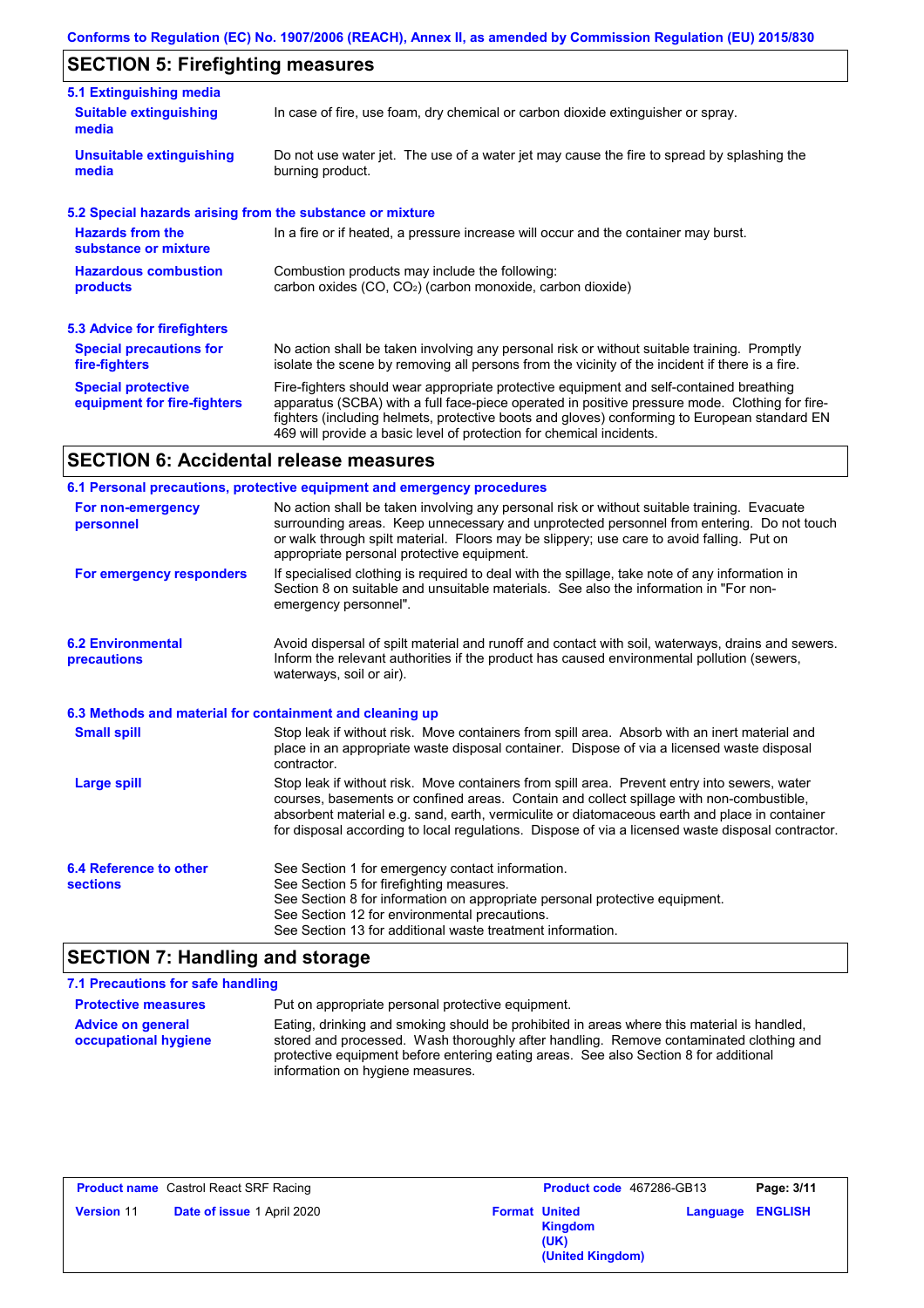## SECTION 5: Firefighting measures

### 5.1 Extinguishing media

**Suitable extinguishing media**
In case of fire, use foam, dry chemical or carbon dioxide extinguisher or spray.

**Unsuitable extinguishing media**
Do not use water jet. The use of a water jet may cause the fire to spread by splashing the burning product.

### 5.2 Special hazards arising from the substance or mixture

**Hazards from the substance or mixture**
In a fire or if heated, a pressure increase will occur and the container may burst.

**Hazardous combustion products**
Combustion products may include the following:
carbon oxides (CO, $CO_2$) (carbon monoxide, carbon dioxide)

### 5.3 Advice for firefighters

**Special precautions for fire-fighters**
No action shall be taken involving any personal risk or without suitable training. Promptly isolate the scene by removing all persons from the vicinity of the incident if there is a fire.

**Special protective equipment for fire-fighters**
Fire-fighters should wear appropriate protective equipment and self-contained breathing apparatus (SCBA) with a full face-piece operated in positive pressure mode. Clothing for fire-fighters (including helmets, protective boots and gloves) conforming to European standard EN 469 will provide a basic level of protection for chemical incidents.

## SECTION 6: Accidental release measures

### 6.1 Personal precautions, protective equipment and emergency procedures

**For non-emergency personnel**
No action shall be taken involving any personal risk or without suitable training. Evacuate surrounding areas. Keep unnecessary and unprotected personnel from entering. Do not touch or walk through spilt material. Floors may be slippery; use care to avoid falling. Put on appropriate personal protective equipment.

**For emergency responders**
If specialised clothing is required to deal with the spillage, take note of any information in Section 8 on suitable and unsuitable materials. See also the information in "For non-emergency personnel".

### 6.2 Environmental precautions

Avoid dispersal of spilt material and runoff and contact with soil, waterways, drains and sewers. Inform the relevant authorities if the product has caused environmental pollution (sewers, waterways, soil or air).

### 6.3 Methods and material for containment and cleaning up

**Small spill**
Stop leak if without risk. Move containers from spill area. Absorb with an inert material and place in an appropriate waste disposal container. Dispose of via a licensed waste disposal contractor.

**Large spill**
Stop leak if without risk. Move containers from spill area. Prevent entry into sewers, water courses, basements or confined areas. Contain and collect spillage with non-combustible, absorbent material e.g. sand, earth, vermiculite or diatomaceous earth and place in container for disposal according to local regulations. Dispose of via a licensed waste disposal contractor.

### 6.4 Reference to other sections

See Section 1 for emergency contact information.
See Section 5 for firefighting measures.
See Section 8 for information on appropriate personal protective equipment.
See Section 12 for environmental precautions.
See Section 13 for additional waste treatment information.

## SECTION 7: Handling and storage

### 7.1 Precautions for safe handling

**Protective measures**
Put on appropriate personal protective equipment.

**Advice on general occupational hygiene**
Eating, drinking and smoking should be prohibited in areas where this material is handled, stored and processed. Wash thoroughly after handling. Remove contaminated clothing and protective equipment before entering eating areas. See also Section 8 for additional information on hygiene measures.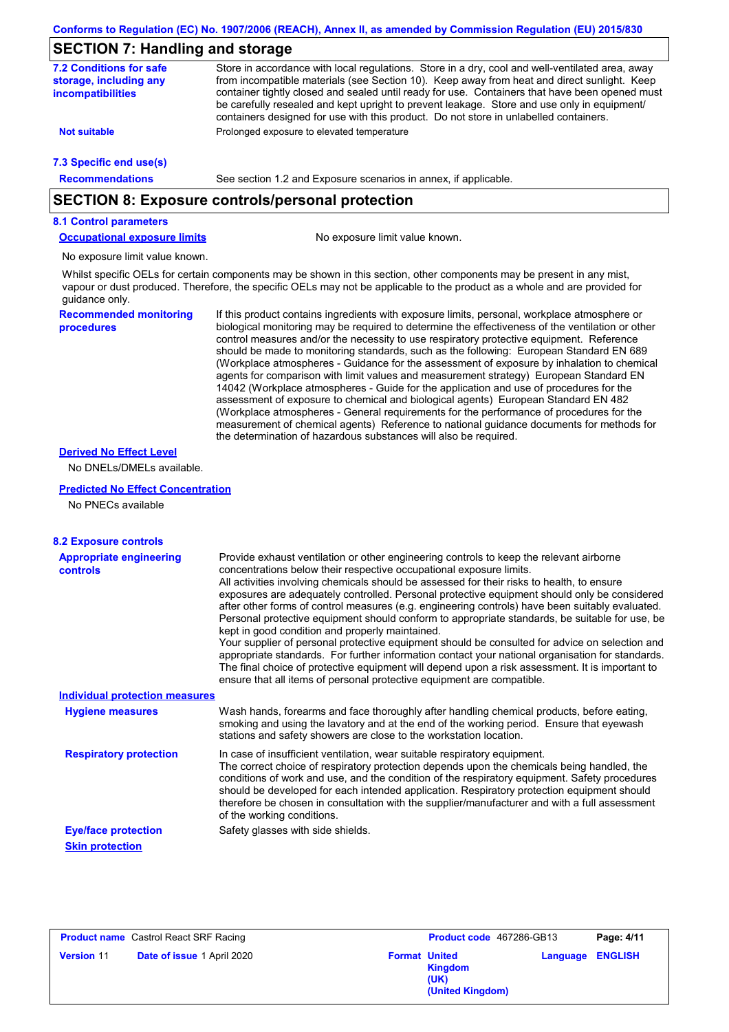## SECTION 7: Handling and storage

**7.2 Conditions for safe storage, including any incompatibilities**

Store in accordance with local regulations. Store in a dry, cool and well-ventilated area, away from incompatible materials (see Section 10). Keep away from heat and direct sunlight. Keep container tightly closed and sealed until ready for use. Containers that have been opened must be carefully resealed and kept upright to prevent leakage. Store and use only in equipment/ containers designed for use with this product. Do not store in unlabelled containers.

**Not suitable**: Prolonged exposure to elevated temperature

**7.3 Specific end use(s)**

**Recommendations**: See section 1.2 and Exposure scenarios in annex, if applicable.

## SECTION 8: Exposure controls/personal protection

**8.1 Control parameters**

**Occupational exposure limits**: No exposure limit value known.

No exposure limit value known.

Whilst specific OELs for certain components may be shown in this section, other components may be present in any mist, vapour or dust produced. Therefore, the specific OELs may not be applicable to the product as a whole and are provided for guidance only.

**Recommended monitoring procedures**

If this product contains ingredients with exposure limits, personal, workplace atmosphere or biological monitoring may be required to determine the effectiveness of the ventilation or other control measures and/or the necessity to use respiratory protective equipment. Reference should be made to monitoring standards, such as the following: European Standard EN 689 (Workplace atmospheres - Guidance for the assessment of exposure by inhalation to chemical agents for comparison with limit values and measurement strategy) European Standard EN 14042 (Workplace atmospheres - Guide for the application and use of procedures for the assessment of exposure to chemical and biological agents) European Standard EN 482 (Workplace atmospheres - General requirements for the performance of procedures for the measurement of chemical agents) Reference to national guidance documents for methods for the determination of hazardous substances will also be required.

**Derived No Effect Level**

No DNELs/DMELs available.

**Predicted No Effect Concentration**

No PNECs available

**8.2 Exposure controls**

**Appropriate engineering controls**

Provide exhaust ventilation or other engineering controls to keep the relevant airborne concentrations below their respective occupational exposure limits.
All activities involving chemicals should be assessed for their risks to health, to ensure exposures are adequately controlled. Personal protective equipment should only be considered after other forms of control measures (e.g. engineering controls) have been suitably evaluated. Personal protective equipment should conform to appropriate standards, be suitable for use, be kept in good condition and properly maintained.
Your supplier of personal protective equipment should be consulted for advice on selection and appropriate standards. For further information contact your national organisation for standards.
The final choice of protective equipment will depend upon a risk assessment. It is important to ensure that all items of personal protective equipment are compatible.

**Individual protection measures**

**Hygiene measures**

Wash hands, forearms and face thoroughly after handling chemical products, before eating, smoking and using the lavatory and at the end of the working period. Ensure that eyewash stations and safety showers are close to the workstation location.

**Respiratory protection**

In case of insufficient ventilation, wear suitable respiratory equipment.
The correct choice of respiratory protection depends upon the chemicals being handled, the conditions of work and use, and the condition of the respiratory equipment. Safety procedures should be developed for each intended application. Respiratory protection equipment should therefore be chosen in consultation with the supplier/manufacturer and with a full assessment of the working conditions.

**Eye/face protection**: Safety glasses with side shields.

**Skin protection**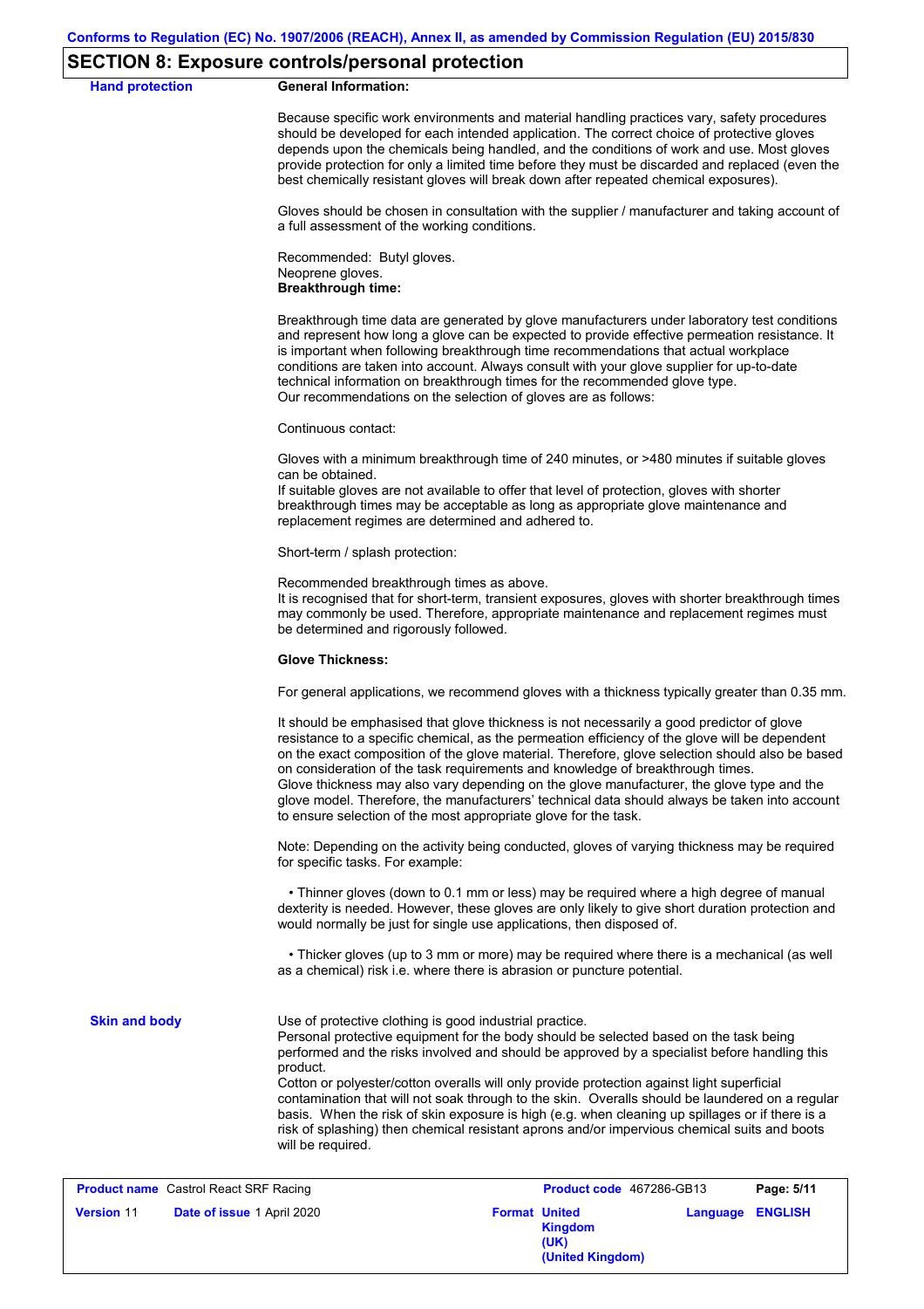## SECTION 8: Exposure controls/personal protection

**Hand protection**

**General Information:**

Because specific work environments and material handling practices vary, safety procedures should be developed for each intended application. The correct choice of protective gloves depends upon the chemicals being handled, and the conditions of work and use. Most gloves provide protection for only a limited time before they must be discarded and replaced (even the best chemically resistant gloves will break down after repeated chemical exposures).

Gloves should be chosen in consultation with the supplier / manufacturer and taking account of a full assessment of the working conditions.

Recommended: Butyl gloves.
Neoprene gloves.

**Breakthrough time:**

Breakthrough time data are generated by glove manufacturers under laboratory test conditions and represent how long a glove can be expected to provide effective permeation resistance. It is important when following breakthrough time recommendations that actual workplace conditions are taken into account. Always consult with your glove supplier for up-to-date technical information on breakthrough times for the recommended glove type.
Our recommendations on the selection of gloves are as follows:

Continuous contact:

Gloves with a minimum breakthrough time of 240 minutes, or >480 minutes if suitable gloves can be obtained.
If suitable gloves are not available to offer that level of protection, gloves with shorter breakthrough times may be acceptable as long as appropriate glove maintenance and replacement regimes are determined and adhered to.

Short-term / splash protection:

Recommended breakthrough times as above.
It is recognised that for short-term, transient exposures, gloves with shorter breakthrough times may commonly be used. Therefore, appropriate maintenance and replacement regimes must be determined and rigorously followed.

**Glove Thickness:**

For general applications, we recommend gloves with a thickness typically greater than 0.35 mm.

It should be emphasised that glove thickness is not necessarily a good predictor of glove resistance to a specific chemical, as the permeation efficiency of the glove will be dependent on the exact composition of the glove material. Therefore, glove selection should also be based on consideration of the task requirements and knowledge of breakthrough times.
Glove thickness may also vary depending on the glove manufacturer, the glove type and the glove model. Therefore, the manufacturers' technical data should always be taken into account to ensure selection of the most appropriate glove for the task.

Note: Depending on the activity being conducted, gloves of varying thickness may be required for specific tasks. For example:

- Thinner gloves (down to 0.1 mm or less) may be required where a high degree of manual dexterity is needed. However, these gloves are only likely to give short duration protection and would normally be just for single use applications, then disposed of.

- Thicker gloves (up to 3 mm or more) may be required where there is a mechanical (as well as a chemical) risk i.e. where there is abrasion or puncture potential.

**Skin and body**

Use of protective clothing is good industrial practice.
Personal protective equipment for the body should be selected based on the task being performed and the risks involved and should be approved by a specialist before handling this product.
Cotton or polyester/cotton overalls will only provide protection against light superficial contamination that will not soak through to the skin. Overalls should be laundered on a regular basis. When the risk of skin exposure is high (e.g. when cleaning up spillages or if there is a risk of splashing) then chemical resistant aprons and/or impervious chemical suits and boots will be required.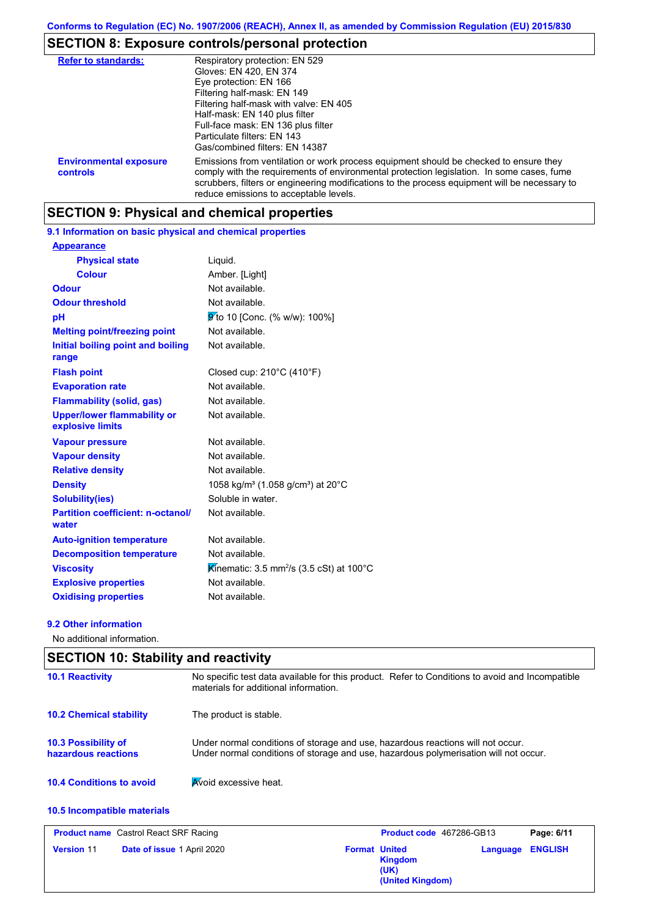Conforms to Regulation (EC) No. 1907/2006 (REACH), Annex II, as amended by Commission Regulation (EU) 2015/830

## SECTION 8: Exposure controls/personal protection

| | |
|---|---|
| **Refer to standards:** | Respiratory protection: EN 529<br>Gloves: EN 420, EN 374<br>Eye protection: EN 166<br>Filtering half-mask: EN 149<br>Filtering half-mask with valve: EN 405<br>Half-mask: EN 140 plus filter<br>Full-face mask: EN 136 plus filter<br>Particulate filters: EN 143<br>Gas/combined filters: EN 14387 |
| **Environmental exposure controls** | Emissions from ventilation or work process equipment should be checked to ensure they comply with the requirements of environmental protection legislation. In some cases, fume scrubbers, filters or engineering modifications to the process equipment will be necessary to reduce emissions to acceptable levels. |

## SECTION 9: Physical and chemical properties

### 9.1 Information on basic physical and chemical properties

**Appearance**

| | |
|---|---|
| **Physical state** | Liquid. |
| **Colour** | Amber. [Light] |
| **Odour** | Not available. |
| **Odour threshold** | Not available. |
| **pH** | 9 to 10 [Conc. (% w/w): 100%] |
| **Melting point/freezing point** | Not available. |
| **Initial boiling point and boiling range** | Not available. |
| **Flash point** | Closed cup: 210°C (410°F) |
| **Evaporation rate** | Not available. |
| **Flammability (solid, gas)** | Not available. |
| **Upper/lower flammability or explosive limits** | Not available. |
| **Vapour pressure** | Not available. |
| **Vapour density** | Not available. |
| **Relative density** | Not available. |
| **Density** | 1058 kg/m³ (1.058 g/cm³) at 20°C |
| **Solubility(ies)** | Soluble in water. |
| **Partition coefficient: n-octanol/ water** | Not available. |
| **Auto-ignition temperature** | Not available. |
| **Decomposition temperature** | Not available. |
| **Viscosity** | Kinematic: 3.5 mm²/s (3.5 cSt) at 100°C |
| **Explosive properties** | Not available. |
| **Oxidising properties** | Not available. |

### 9.2 Other information

No additional information.

## SECTION 10: Stability and reactivity

| | |
|---|---|
| **10.1 Reactivity** | No specific test data available for this product. Refer to Conditions to avoid and Incompatible materials for additional information. |
| **10.2 Chemical stability** | The product is stable. |
| **10.3 Possibility of hazardous reactions** | Under normal conditions of storage and use, hazardous reactions will not occur.<br>Under normal conditions of storage and use, hazardous polymerisation will not occur. |
| **10.4 Conditions to avoid** | Avoid excessive heat. |

**10.5 Incompatible materials**

| | | | |
|---|---|---|---|
| **Product name** Castrol React SRF Racing | | **Product code** 467286-GB13 | **Page:** 6/11 |
| **Version** 11 | **Date of issue** 1 April 2020 | **Format** United Kingdom (UK) (United Kingdom) | **Language** ENGLISH |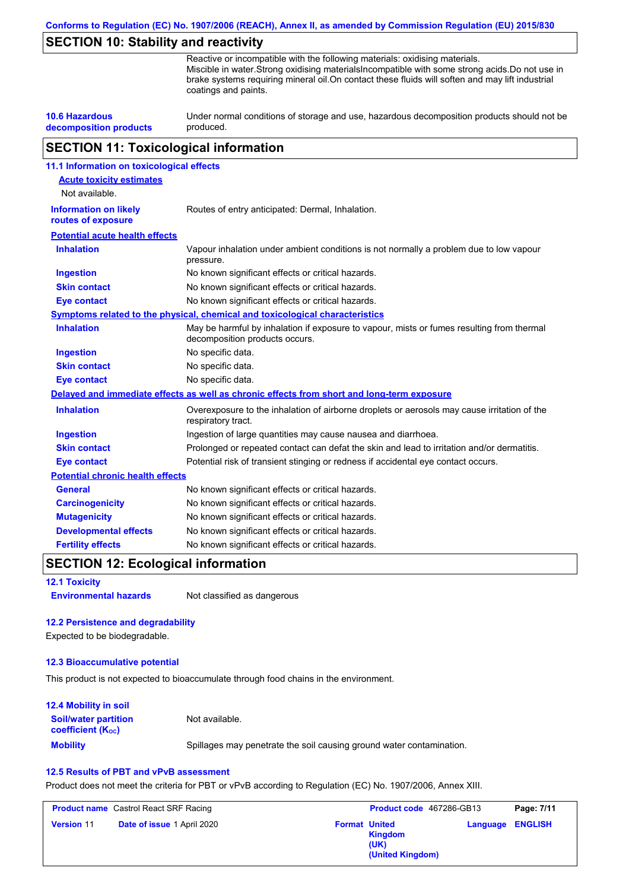## SECTION 10: Stability and reactivity

Reactive or incompatible with the following materials: oxidising materials.
Miscible in water.Strong oxidising materialsIncompatible with some strong acids.Do not use in brake systems requiring mineral oil.On contact these fluids will soften and may lift industrial coatings and paints.

| | |
|---|---|
| **10.6 Hazardous decomposition products** | Under normal conditions of storage and use, hazardous decomposition products should not be produced. |

## SECTION 11: Toxicological information

### 11.1 Information on toxicological effects

**Acute toxicity estimates**

Not available.

| | |
|---|---|
| **Information on likely routes of exposure** | Routes of entry anticipated: Dermal, Inhalation. |

**Potential acute health effects**

| | |
|---|---|
| **Inhalation** | Vapour inhalation under ambient conditions is not normally a problem due to low vapour pressure. |
| **Ingestion** | No known significant effects or critical hazards. |
| **Skin contact** | No known significant effects or critical hazards. |
| **Eye contact** | No known significant effects or critical hazards. |

**Symptoms related to the physical, chemical and toxicological characteristics**

| | |
|---|---|
| **Inhalation** | May be harmful by inhalation if exposure to vapour, mists or fumes resulting from thermal decomposition products occurs. |
| **Ingestion** | No specific data. |
| **Skin contact** | No specific data. |
| **Eye contact** | No specific data. |

**Delayed and immediate effects as well as chronic effects from short and long-term exposure**

| | |
|---|---|
| **Inhalation** | Overexposure to the inhalation of airborne droplets or aerosols may cause irritation of the respiratory tract. |
| **Ingestion** | Ingestion of large quantities may cause nausea and diarrhoea. |
| **Skin contact** | Prolonged or repeated contact can defat the skin and lead to irritation and/or dermatitis. |
| **Eye contact** | Potential risk of transient stinging or redness if accidental eye contact occurs. |

**Potential chronic health effects**

| | |
|---|---|
| **General** | No known significant effects or critical hazards. |
| **Carcinogenicity** | No known significant effects or critical hazards. |
| **Mutagenicity** | No known significant effects or critical hazards. |
| **Developmental effects** | No known significant effects or critical hazards. |
| **Fertility effects** | No known significant effects or critical hazards. |

## SECTION 12: Ecological information

### 12.1 Toxicity

| | |
|---|---|
| **Environmental hazards** | Not classified as dangerous |

### 12.2 Persistence and degradability

Expected to be biodegradable.

### 12.3 Bioaccumulative potential

This product is not expected to bioaccumulate through food chains in the environment.

### 12.4 Mobility in soil

| | |
|---|---|
| **Soil/water partition coefficient ($K_{OC}$)** | Not available. |
| **Mobility** | Spillages may penetrate the soil causing ground water contamination. |

### 12.5 Results of PBT and vPvB assessment

Product does not meet the criteria for PBT or vPvB according to Regulation (EC) No. 1907/2006, Annex XIII.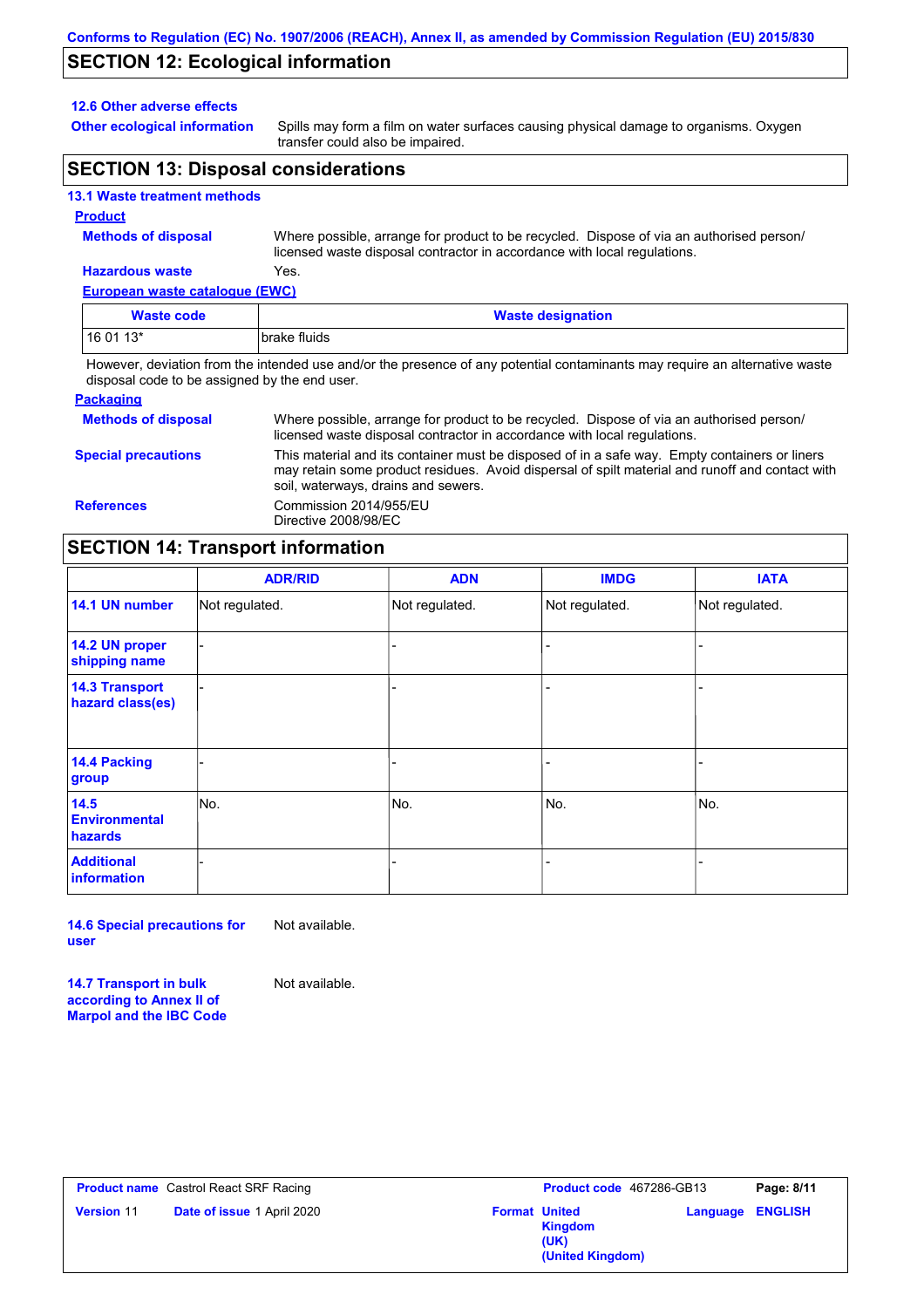## SECTION 12: Ecological information

### 12.6 Other adverse effects

**Other ecological information** Spills may form a film on water surfaces causing physical damage to organisms. Oxygen transfer could also be impaired.

## SECTION 13: Disposal considerations

### 13.1 Waste treatment methods

**Product**

**Methods of disposal** Where possible, arrange for product to be recycled. Dispose of via an authorised person/ licensed waste disposal contractor in accordance with local regulations.

**Hazardous waste** Yes.

**European waste catalogue (EWC)**

| Waste code | Waste designation |
|---|---|
| 16 01 13* | brake fluids |

However, deviation from the intended use and/or the presence of any potential contaminants may require an alternative waste disposal code to be assigned by the end user.

**Packaging**

**Methods of disposal** Where possible, arrange for product to be recycled. Dispose of via an authorised person/ licensed waste disposal contractor in accordance with local regulations.

**Special precautions** This material and its container must be disposed of in a safe way. Empty containers or liners may retain some product residues. Avoid dispersal of spilt material and runoff and contact with soil, waterways, drains and sewers.

**References** Commission 2014/955/EU
Directive 2008/98/EC

## SECTION 14: Transport information

| | ADR/RID | ADN | IMDG | IATA |
|---|---|---|---|---|
| 14.1 UN number | Not regulated. | Not regulated. | Not regulated. | Not regulated. |
| 14.2 UN proper shipping name | - | - | - | - |
| 14.3 Transport hazard class(es) | - | - | - | - |
| 14.4 Packing group | - | - | - | - |
| 14.5 Environmental hazards | No. | No. | No. | No. |
| Additional information | - | - | - | - |

**14.6 Special precautions for user** Not available.

**14.7 Transport in bulk according to Annex II of Marpol and the IBC Code** Not available.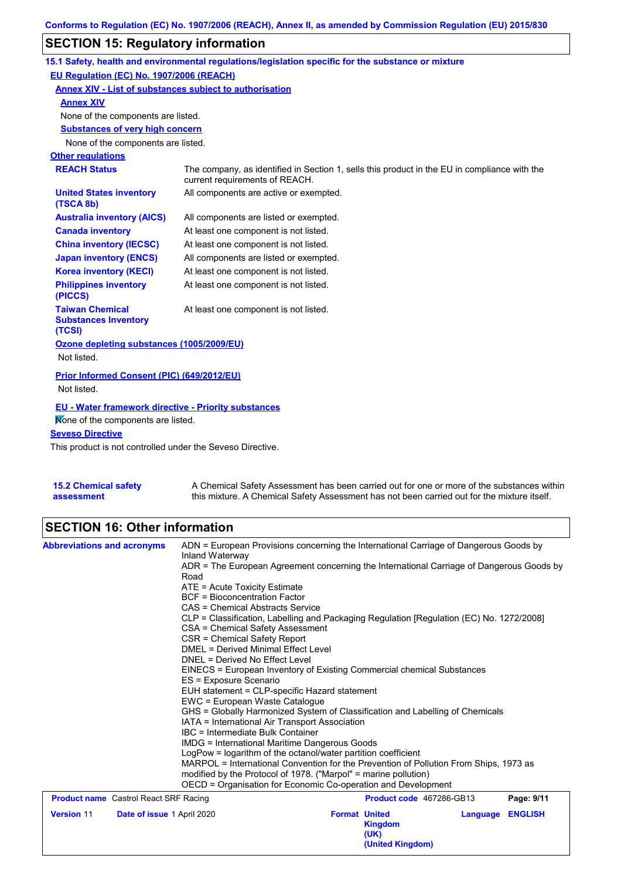Conforms to Regulation (EC) No. 1907/2006 (REACH), Annex II, as amended by Commission Regulation (EU) 2015/830

## SECTION 15: Regulatory information

### 15.1 Safety, health and environmental regulations/legislation specific for the substance or mixture

**EU Regulation (EC) No. 1907/2006 (REACH)**

**Annex XIV - List of substances subject to authorisation**

**Annex XIV**

None of the components are listed.

**Substances of very high concern**

None of the components are listed.

**Other regulations**

| | |
|---|---|
| **REACH Status** | The company, as identified in Section 1, sells this product in the EU in compliance with the current requirements of REACH. |
| **United States inventory (TSCA 8b)** | All components are active or exempted. |
| **Australia inventory (AICS)** | All components are listed or exempted. |
| **Canada inventory** | At least one component is not listed. |
| **China inventory (IECSC)** | At least one component is not listed. |
| **Japan inventory (ENCS)** | All components are listed or exempted. |
| **Korea inventory (KECI)** | At least one component is not listed. |
| **Philippines inventory (PICCS)** | At least one component is not listed. |
| **Taiwan Chemical Substances Inventory (TCSI)** | At least one component is not listed. |

**Ozone depleting substances (1005/2009/EU)**

Not listed.

**Prior Informed Consent (PIC) (649/2012/EU)**

Not listed.

**EU - Water framework directive - Priority substances**

None of the components are listed.

**Seveso Directive**

This product is not controlled under the Seveso Directive.

**15.2 Chemical safety assessment**

A Chemical Safety Assessment has been carried out for one or more of the substances within this mixture. A Chemical Safety Assessment has not been carried out for the mixture itself.

## SECTION 16: Other information

**Abbreviations and acronyms**

ADN = European Provisions concerning the International Carriage of Dangerous Goods by Inland Waterway
ADR = The European Agreement concerning the International Carriage of Dangerous Goods by Road
ATE = Acute Toxicity Estimate
BCF = Bioconcentration Factor
CAS = Chemical Abstracts Service
CLP = Classification, Labelling and Packaging Regulation [Regulation (EC) No. 1272/2008]
CSA = Chemical Safety Assessment
CSR = Chemical Safety Report
DMEL = Derived Minimal Effect Level
DNEL = Derived No Effect Level
EINECS = European Inventory of Existing Commercial chemical Substances
ES = Exposure Scenario
EUH statement = CLP-specific Hazard statement
EWC = European Waste Catalogue
GHS = Globally Harmonized System of Classification and Labelling of Chemicals
IATA = International Air Transport Association
IBC = Intermediate Bulk Container
IMDG = International Maritime Dangerous Goods
LogPow = logarithm of the octanol/water partition coefficient
MARPOL = International Convention for the Prevention of Pollution From Ships, 1973 as modified by the Protocol of 1978. ("Marpol" = marine pollution)
OECD = Organisation for Economic Co-operation and Development

| | | | |
|---|---|---|---|
| **Product name** Castrol React SRF Racing | | **Product code** 467286-GB13 | **Page:** 9/11 |
| **Version** 11 | **Date of issue** 1 April 2020 | **Format** United Kingdom (UK) (United Kingdom) | **Language** ENGLISH |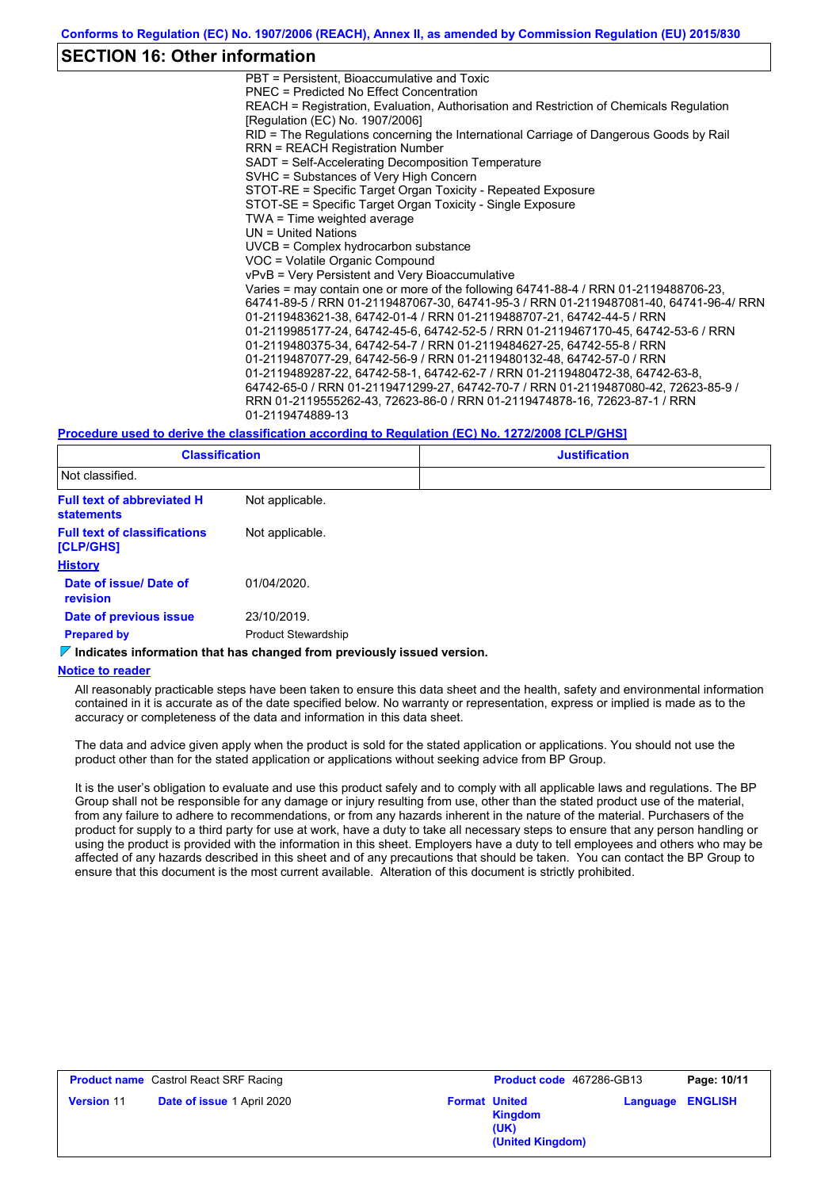## SECTION 16: Other information

PBT = Persistent, Bioaccumulative and Toxic
PNEC = Predicted No Effect Concentration
REACH = Registration, Evaluation, Authorisation and Restriction of Chemicals Regulation [Regulation (EC) No. 1907/2006]
RID = The Regulations concerning the International Carriage of Dangerous Goods by Rail
RRN = REACH Registration Number
SADT = Self-Accelerating Decomposition Temperature
SVHC = Substances of Very High Concern
STOT-RE = Specific Target Organ Toxicity - Repeated Exposure
STOT-SE = Specific Target Organ Toxicity - Single Exposure
TWA = Time weighted average
UN = United Nations
UVCB = Complex hydrocarbon substance
VOC = Volatile Organic Compound
vPvB = Very Persistent and Very Bioaccumulative
Varies = may contain one or more of the following 64741-88-4 / RRN 01-2119488706-23, 64741-89-5 / RRN 01-2119487067-30, 64741-95-3 / RRN 01-2119487081-40, 64741-96-4/ RRN 01-2119483621-38, 64742-01-4 / RRN 01-2119488707-21, 64742-44-5 / RRN 01-2119985177-24, 64742-45-6, 64742-52-5 / RRN 01-2119467170-45, 64742-53-6 / RRN 01-2119480375-34, 64742-54-7 / RRN 01-2119484627-25, 64742-55-8 / RRN 01-2119487077-29, 64742-56-9 / RRN 01-2119480132-48, 64742-57-0 / RRN 01-2119489287-22, 64742-58-1, 64742-62-7 / RRN 01-2119480472-38, 64742-63-8, 64742-65-0 / RRN 01-2119471299-27, 64742-70-7 / RRN 01-2119487080-42, 72623-85-9 / RRN 01-2119555262-43, 72623-86-0 / RRN 01-2119474878-16, 72623-87-1 / RRN 01-2119474889-13

**Procedure used to derive the classification according to Regulation (EC) No. 1272/2008 [CLP/GHS]**

| Classification | Justification |
|---|---|
| Not classified. | |

**Full text of abbreviated H statements:** Not applicable.

**Full text of classifications [CLP/GHS]:** Not applicable.

**History**

**Date of issue/ Date of revision:** 01/04/2020.

**Date of previous issue:** 23/10/2019.

**Prepared by:** Product Stewardship

**Indicates information that has changed from previously issued version.**

**Notice to reader**

All reasonably practicable steps have been taken to ensure this data sheet and the health, safety and environmental information contained in it is accurate as of the date specified below. No warranty or representation, express or implied is made as to the accuracy or completeness of the data and information in this data sheet.

The data and advice given apply when the product is sold for the stated application or applications. You should not use the product other than for the stated application or applications without seeking advice from BP Group.

It is the user's obligation to evaluate and use this product safely and to comply with all applicable laws and regulations. The BP Group shall not be responsible for any damage or injury resulting from use, other than the stated product use of the material, from any failure to adhere to recommendations, or from any hazards inherent in the nature of the material. Purchasers of the product for supply to a third party for use at work, have a duty to take all necessary steps to ensure that any person handling or using the product is provided with the information in this sheet. Employers have a duty to tell employees and others who may be affected of any hazards described in this sheet and of any precautions that should be taken. You can contact the BP Group to ensure that this document is the most current available. Alteration of this document is strictly prohibited.